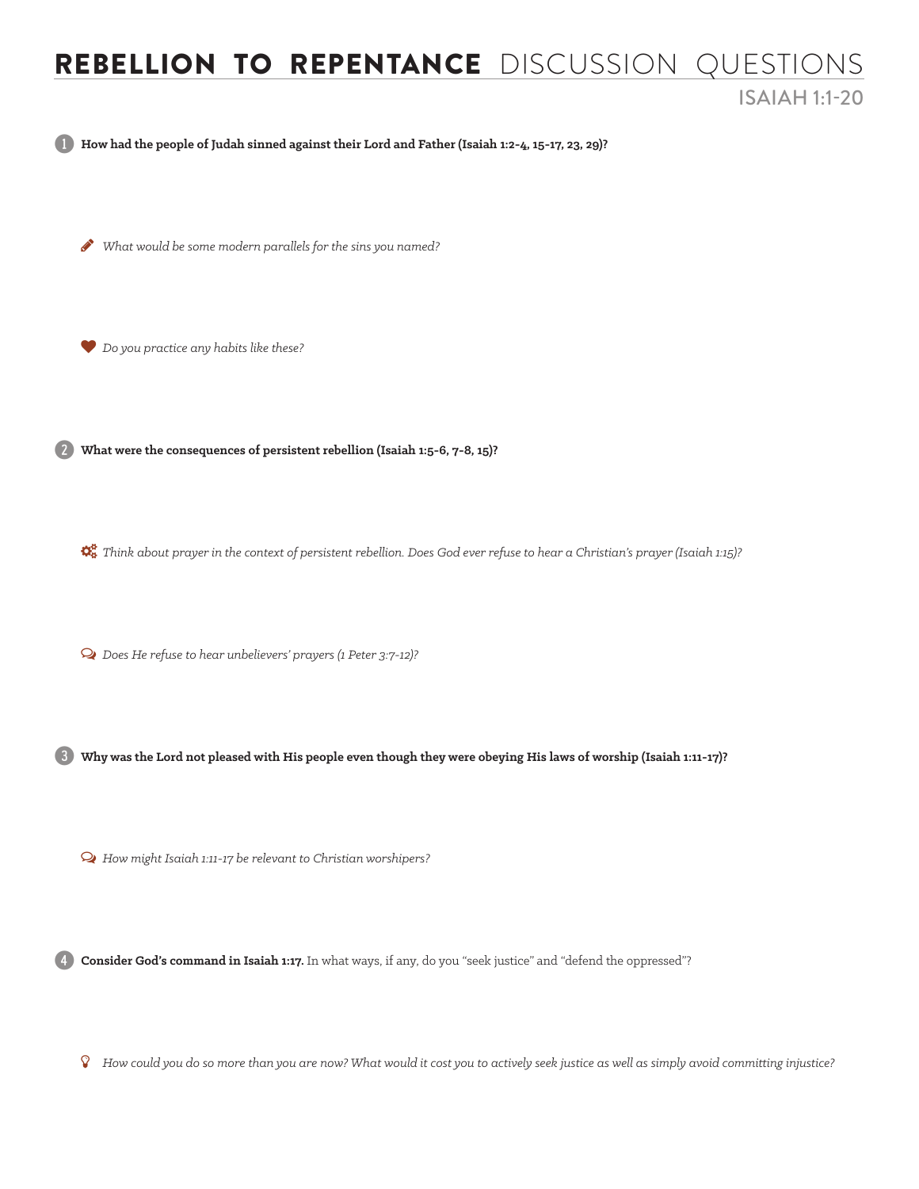# **REBELLION TO REPENTANCE** DISCUSSION QUESTIONS

## ISAIAH 1:1-20

1. **How had the people of Judah sinned against their Lord and Father (Isaiah 1:2-4, 15-17, 23, 29)?**

   *What would be some modern parallels for the sins you named?*

   *Do you practice any habits like these?*

2. **What were the consequences of persistent rebellion (Isaiah 1:5-6, 7-8, 15)?**

   *Think about prayer in the context of persistent rebellion. Does God ever refuse to hear a Christian's prayer (Isaiah 1:15)?*

   *Does He refuse to hear unbelievers' prayers (1 Peter 3:7-12)?*

3. **Why was the Lord not pleased with His people even though they were obeying His laws of worship (Isaiah 1:11-17)?**

   *How might Isaiah 1:11-17 be relevant to Christian worshipers?*

4. **Consider God's command in Isaiah 1:17.** In what ways, if any, do you "seek justice" and "defend the oppressed"?

   *How could you do so more than you are now? What would it cost you to actively seek justice as well as simply avoid committing injustice?*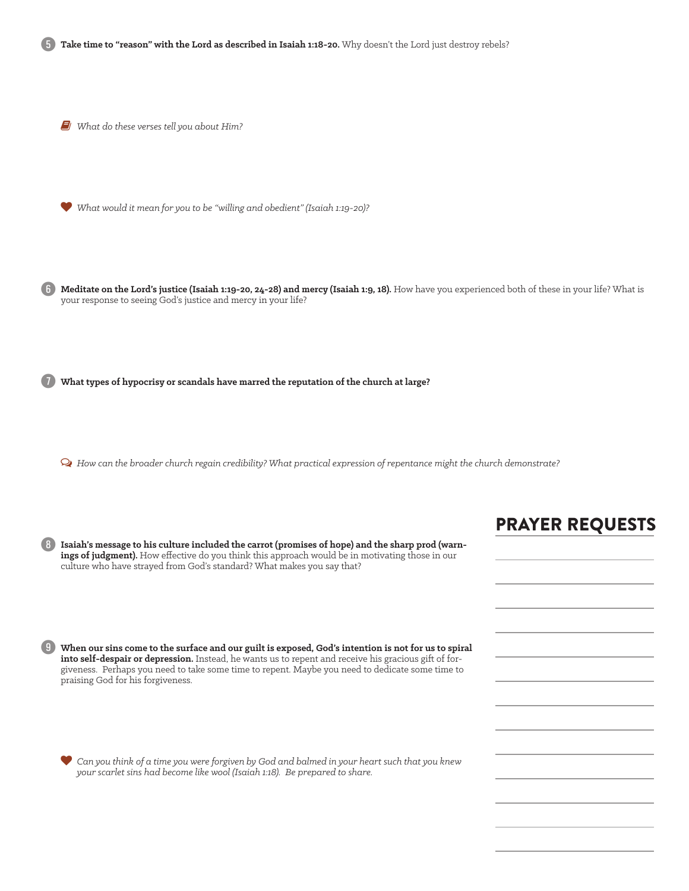5. **Take time to "reason" with the Lord as described in Isaiah 1:18-20.** Why doesn't the Lord just destroy rebels?

   *What do these verses tell you about Him?*

   *What would it mean for you to be "willing and obedient" (Isaiah 1:19-20)?*

6. **Meditate on the Lord's justice (Isaiah 1:19-20, 24-28) and mercy (Isaiah 1:9, 18).** How have you experienced both of these in your life? What is your response to seeing God's justice and mercy in your life?

7. **What types of hypocrisy or scandals have marred the reputation of the church at large?**

   *How can the broader church regain credibility? What practical expression of repentance might the church demonstrate?*

8. **Isaiah's message to his culture included the carrot (promises of hope) and the sharp prod (warnings of judgment).** How effective do you think this approach would be in motivating those in our culture who have strayed from God's standard? What makes you say that?

9. **When our sins come to the surface and our guilt is exposed, God's intention is not for us to spiral into self-despair or depression.** Instead, he wants us to repent and receive his gracious gift of forgiveness. Perhaps you need to take some time to repent. Maybe you need to dedicate some time to praising God for his forgiveness.

   *Can you think of a time you were forgiven by God and balmed in your heart such that you knew your scarlet sins had become like wool (Isaiah 1:18). Be prepared to share.*

## PRAYER REQUESTS